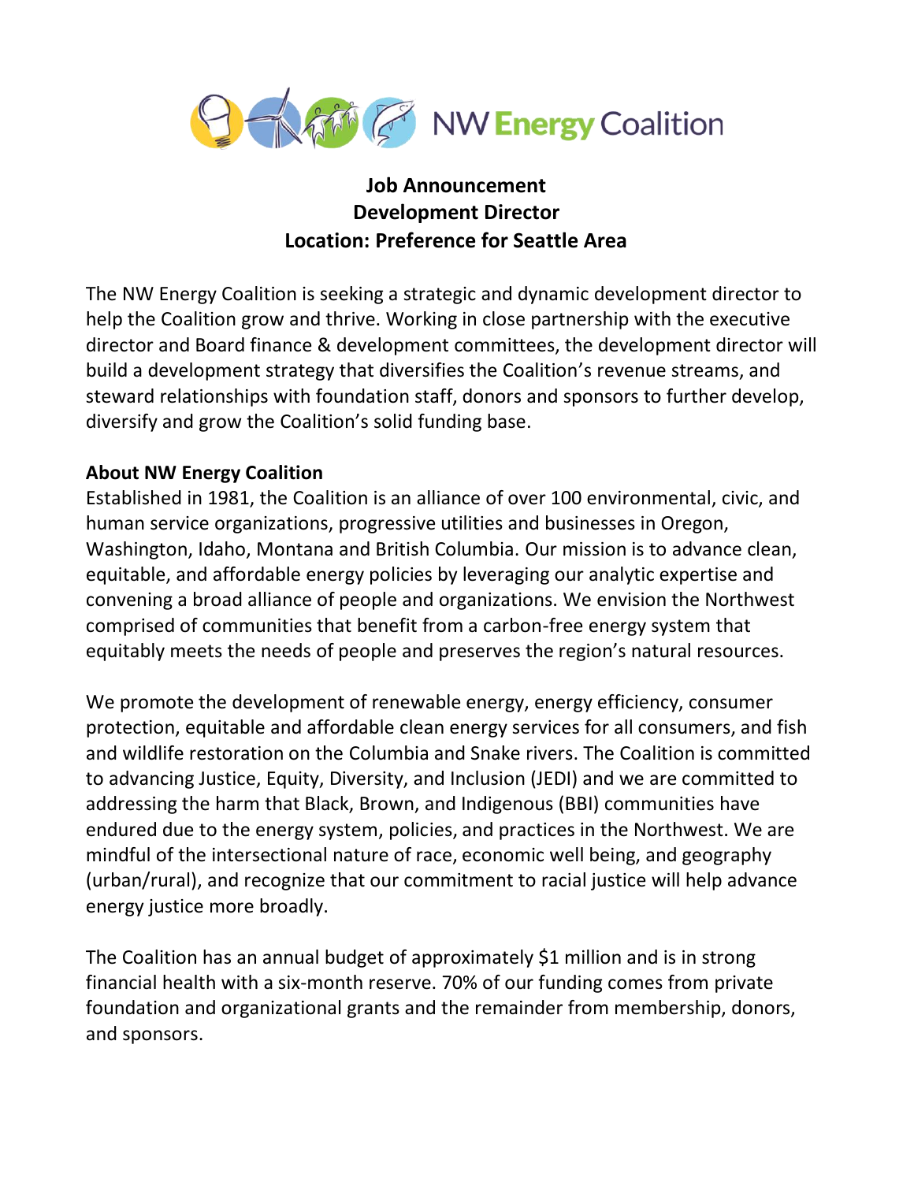NW Energy Coalition

# Job Announcement
# Development Director
# Location: Preference for Seattle Area

The NW Energy Coalition is seeking a strategic and dynamic development director to help the Coalition grow and thrive. Working in close partnership with the executive director and Board finance & development committees, the development director will build a development strategy that diversifies the Coalition's revenue streams, and steward relationships with foundation staff, donors and sponsors to further develop, diversify and grow the Coalition's solid funding base.

**About NW Energy Coalition**

Established in 1981, the Coalition is an alliance of over 100 environmental, civic, and human service organizations, progressive utilities and businesses in Oregon, Washington, Idaho, Montana and British Columbia. Our mission is to advance clean, equitable, and affordable energy policies by leveraging our analytic expertise and convening a broad alliance of people and organizations. We envision the Northwest comprised of communities that benefit from a carbon-free energy system that equitably meets the needs of people and preserves the region's natural resources.

We promote the development of renewable energy, energy efficiency, consumer protection, equitable and affordable clean energy services for all consumers, and fish and wildlife restoration on the Columbia and Snake rivers. The Coalition is committed to advancing Justice, Equity, Diversity, and Inclusion (JEDI) and we are committed to addressing the harm that Black, Brown, and Indigenous (BBI) communities have endured due to the energy system, policies, and practices in the Northwest. We are mindful of the intersectional nature of race, economic well being, and geography (urban/rural), and recognize that our commitment to racial justice will help advance energy justice more broadly.

The Coalition has an annual budget of approximately $1 million and is in strong financial health with a six-month reserve. 70% of our funding comes from private foundation and organizational grants and the remainder from membership, donors, and sponsors.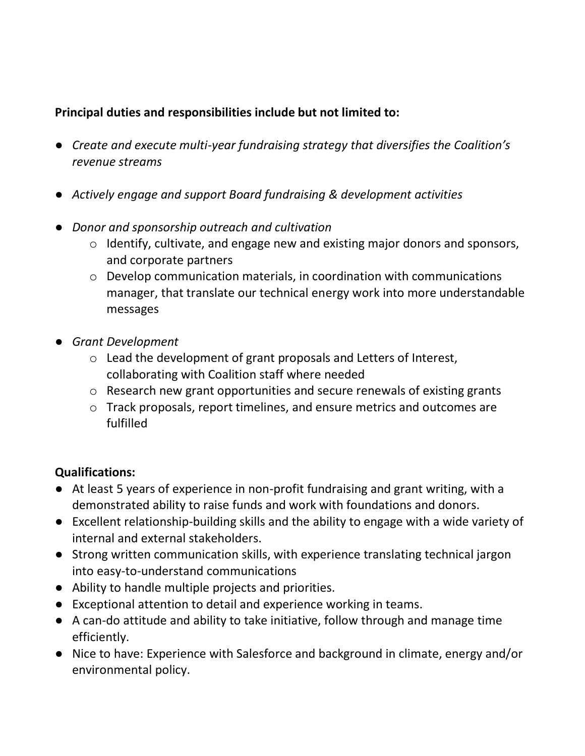**Principal duties and responsibilities include but not limited to:**

- *Create and execute multi-year fundraising strategy that diversifies the Coalition's revenue streams*

- *Actively engage and support Board fundraising & development activities*

- *Donor and sponsorship outreach and cultivation*
    - Identify, cultivate, and engage new and existing major donors and sponsors, and corporate partners
    - Develop communication materials, in coordination with communications manager, that translate our technical energy work into more understandable messages

- *Grant Development*
    - Lead the development of grant proposals and Letters of Interest, collaborating with Coalition staff where needed
    - Research new grant opportunities and secure renewals of existing grants
    - Track proposals, report timelines, and ensure metrics and outcomes are fulfilled

**Qualifications:**

- At least 5 years of experience in non-profit fundraising and grant writing, with a demonstrated ability to raise funds and work with foundations and donors.
- Excellent relationship-building skills and the ability to engage with a wide variety of internal and external stakeholders.
- Strong written communication skills, with experience translating technical jargon into easy-to-understand communications
- Ability to handle multiple projects and priorities.
- Exceptional attention to detail and experience working in teams.
- A can-do attitude and ability to take initiative, follow through and manage time efficiently.
- Nice to have: Experience with Salesforce and background in climate, energy and/or environmental policy.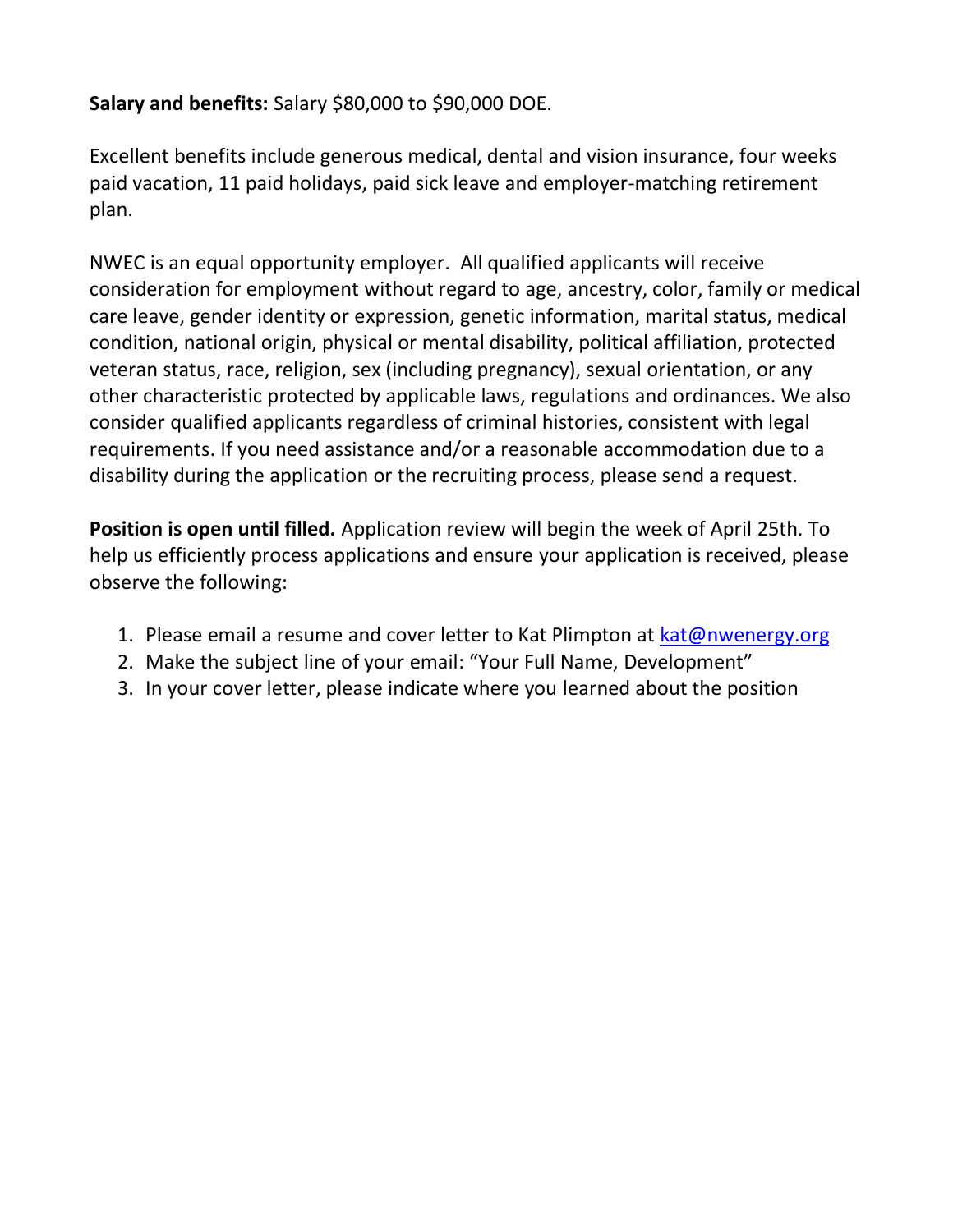**Salary and benefits:** Salary $80,000 to $90,000 DOE.

Excellent benefits include generous medical, dental and vision insurance, four weeks paid vacation, 11 paid holidays, paid sick leave and employer-matching retirement plan.

NWEC is an equal opportunity employer. All qualified applicants will receive consideration for employment without regard to age, ancestry, color, family or medical care leave, gender identity or expression, genetic information, marital status, medical condition, national origin, physical or mental disability, political affiliation, protected veteran status, race, religion, sex (including pregnancy), sexual orientation, or any other characteristic protected by applicable laws, regulations and ordinances. We also consider qualified applicants regardless of criminal histories, consistent with legal requirements. If you need assistance and/or a reasonable accommodation due to a disability during the application or the recruiting process, please send a request.

**Position is open until filled.** Application review will begin the week of April 25th. To help us efficiently process applications and ensure your application is received, please observe the following:

1. Please email a resume and cover letter to Kat Plimpton at [kat@nwenergy.org](mailto:kat@nwenergy.org)
2. Make the subject line of your email: "Your Full Name, Development"
3. In your cover letter, please indicate where you learned about the position